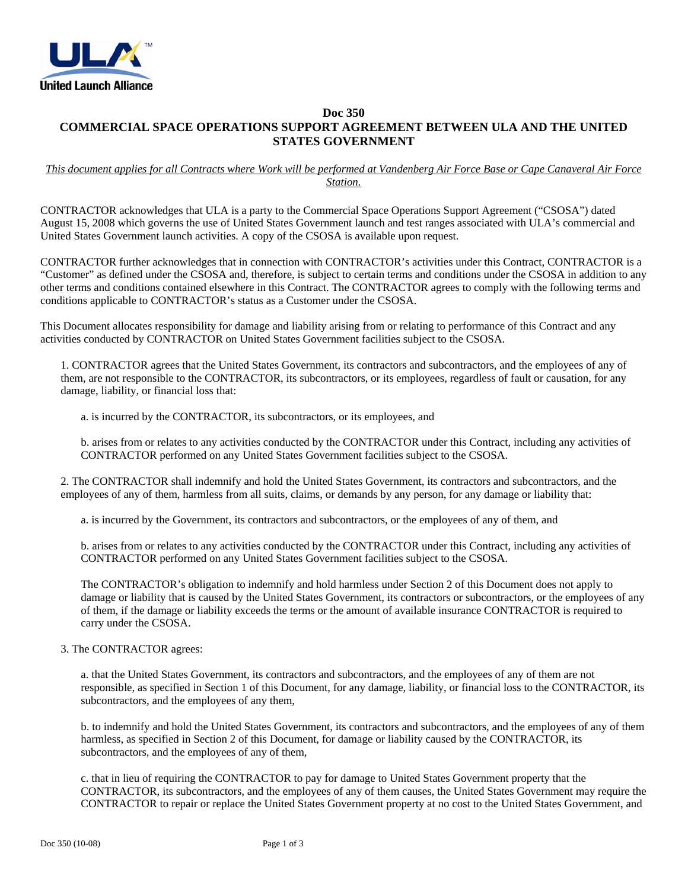# Doc 350

# COMMERCIAL SPACE OPERATIONS SUPPORT AGREEMENT BETWEEN ULA AND THE UNITED STATES GOVERNMENT

*This document applies for all Contracts where Work will be performed at Vandenberg Air Force Base or Cape Canaveral Air Force Station.*

CONTRACTOR acknowledges that ULA is a party to the Commercial Space Operations Support Agreement ("CSOSA") dated August 15, 2008 which governs the use of United States Government launch and test ranges associated with ULA's commercial and United States Government launch activities. A copy of the CSOSA is available upon request.

CONTRACTOR further acknowledges that in connection with CONTRACTOR's activities under this Contract, CONTRACTOR is a "Customer" as defined under the CSOSA and, therefore, is subject to certain terms and conditions under the CSOSA in addition to any other terms and conditions contained elsewhere in this Contract. The CONTRACTOR agrees to comply with the following terms and conditions applicable to CONTRACTOR's status as a Customer under the CSOSA.

This Document allocates responsibility for damage and liability arising from or relating to performance of this Contract and any activities conducted by CONTRACTOR on United States Government facilities subject to the CSOSA.

1. CONTRACTOR agrees that the United States Government, its contractors and subcontractors, and the employees of any of them, are not responsible to the CONTRACTOR, its subcontractors, or its employees, regardless of fault or causation, for any damage, liability, or financial loss that:

   a. is incurred by the CONTRACTOR, its subcontractors, or its employees, and

   b. arises from or relates to any activities conducted by the CONTRACTOR under this Contract, including any activities of CONTRACTOR performed on any United States Government facilities subject to the CSOSA.

2. The CONTRACTOR shall indemnify and hold the United States Government, its contractors and subcontractors, and the employees of any of them, harmless from all suits, claims, or demands by any person, for any damage or liability that:

   a. is incurred by the Government, its contractors and subcontractors, or the employees of any of them, and

   b. arises from or relates to any activities conducted by the CONTRACTOR under this Contract, including any activities of CONTRACTOR performed on any United States Government facilities subject to the CSOSA.

   The CONTRACTOR's obligation to indemnify and hold harmless under Section 2 of this Document does not apply to damage or liability that is caused by the United States Government, its contractors or subcontractors, or the employees of any of them, if the damage or liability exceeds the terms or the amount of available insurance CONTRACTOR is required to carry under the CSOSA.

3. The CONTRACTOR agrees:

   a. that the United States Government, its contractors and subcontractors, and the employees of any of them are not responsible, as specified in Section 1 of this Document, for any damage, liability, or financial loss to the CONTRACTOR, its subcontractors, and the employees of any them,

   b. to indemnify and hold the United States Government, its contractors and subcontractors, and the employees of any of them harmless, as specified in Section 2 of this Document, for damage or liability caused by the CONTRACTOR, its subcontractors, and the employees of any of them,

   c. that in lieu of requiring the CONTRACTOR to pay for damage to United States Government property that the CONTRACTOR, its subcontractors, and the employees of any of them causes, the United States Government may require the CONTRACTOR to repair or replace the United States Government property at no cost to the United States Government, and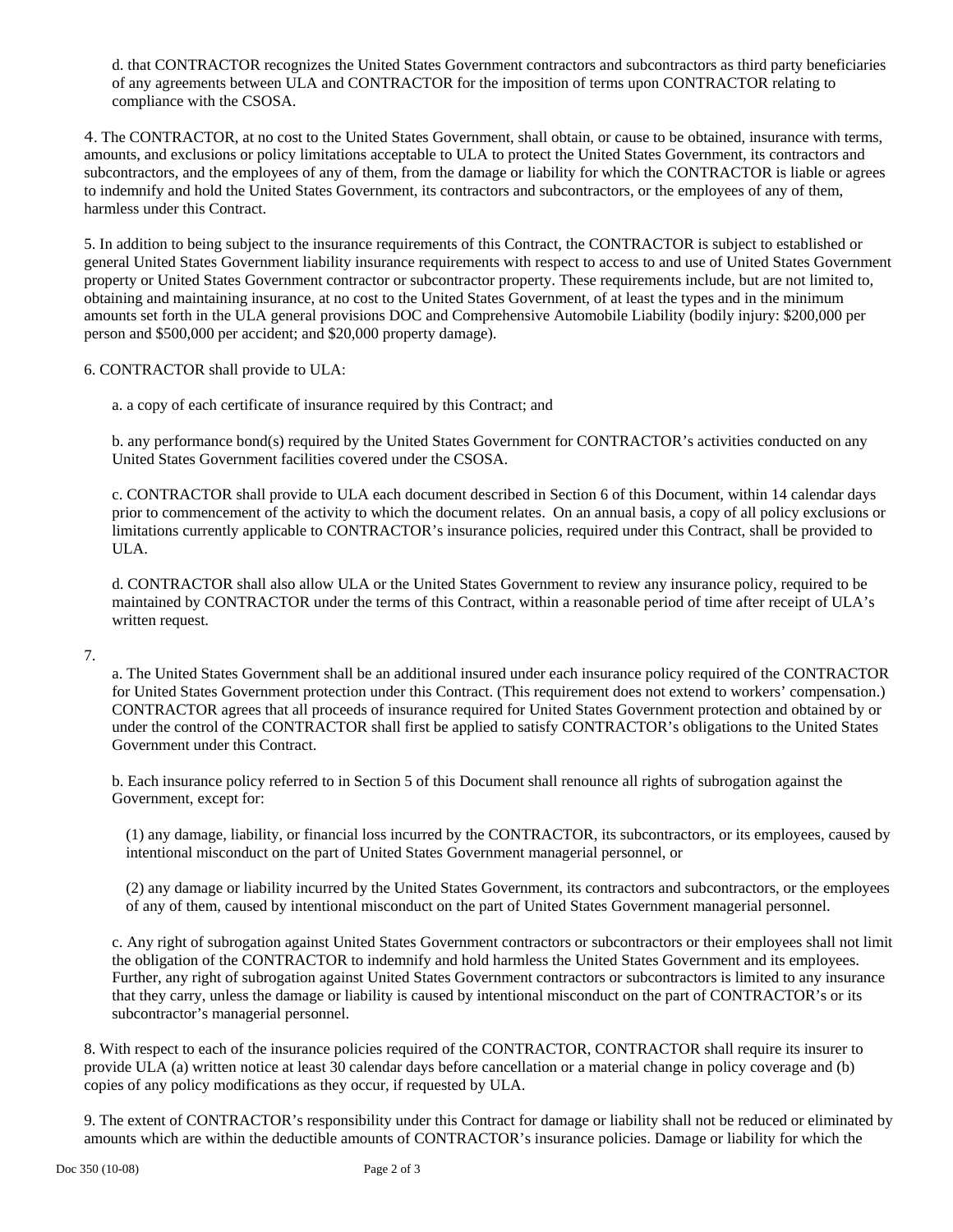d. that CONTRACTOR recognizes the United States Government contractors and subcontractors as third party beneficiaries of any agreements between ULA and CONTRACTOR for the imposition of terms upon CONTRACTOR relating to compliance with the CSOSA.

4. The CONTRACTOR, at no cost to the United States Government, shall obtain, or cause to be obtained, insurance with terms, amounts, and exclusions or policy limitations acceptable to ULA to protect the United States Government, its contractors and subcontractors, and the employees of any of them, from the damage or liability for which the CONTRACTOR is liable or agrees to indemnify and hold the United States Government, its contractors and subcontractors, or the employees of any of them, harmless under this Contract.

5. In addition to being subject to the insurance requirements of this Contract, the CONTRACTOR is subject to established or general United States Government liability insurance requirements with respect to access to and use of United States Government property or United States Government contractor or subcontractor property. These requirements include, but are not limited to, obtaining and maintaining insurance, at no cost to the United States Government, of at least the types and in the minimum amounts set forth in the ULA general provisions DOC and Comprehensive Automobile Liability (bodily injury: $200,000 per person and $500,000 per accident; and $20,000 property damage).

6. CONTRACTOR shall provide to ULA:

a. a copy of each certificate of insurance required by this Contract; and

b. any performance bond(s) required by the United States Government for CONTRACTOR's activities conducted on any United States Government facilities covered under the CSOSA.

c. CONTRACTOR shall provide to ULA each document described in Section 6 of this Document, within 14 calendar days prior to commencement of the activity to which the document relates. On an annual basis, a copy of all policy exclusions or limitations currently applicable to CONTRACTOR's insurance policies, required under this Contract, shall be provided to ULA.

d. CONTRACTOR shall also allow ULA or the United States Government to review any insurance policy, required to be maintained by CONTRACTOR under the terms of this Contract, within a reasonable period of time after receipt of ULA's written request.

7.

a. The United States Government shall be an additional insured under each insurance policy required of the CONTRACTOR for United States Government protection under this Contract. (This requirement does not extend to workers' compensation.) CONTRACTOR agrees that all proceeds of insurance required for United States Government protection and obtained by or under the control of the CONTRACTOR shall first be applied to satisfy CONTRACTOR's obligations to the United States Government under this Contract.

b. Each insurance policy referred to in Section 5 of this Document shall renounce all rights of subrogation against the Government, except for:

(1) any damage, liability, or financial loss incurred by the CONTRACTOR, its subcontractors, or its employees, caused by intentional misconduct on the part of United States Government managerial personnel, or

(2) any damage or liability incurred by the United States Government, its contractors and subcontractors, or the employees of any of them, caused by intentional misconduct on the part of United States Government managerial personnel.

c. Any right of subrogation against United States Government contractors or subcontractors or their employees shall not limit the obligation of the CONTRACTOR to indemnify and hold harmless the United States Government and its employees. Further, any right of subrogation against United States Government contractors or subcontractors is limited to any insurance that they carry, unless the damage or liability is caused by intentional misconduct on the part of CONTRACTOR's or its subcontractor's managerial personnel.

8. With respect to each of the insurance policies required of the CONTRACTOR, CONTRACTOR shall require its insurer to provide ULA (a) written notice at least 30 calendar days before cancellation or a material change in policy coverage and (b) copies of any policy modifications as they occur, if requested by ULA.

9. The extent of CONTRACTOR's responsibility under this Contract for damage or liability shall not be reduced or eliminated by amounts which are within the deductible amounts of CONTRACTOR's insurance policies. Damage or liability for which the

Doc 350 (10-08)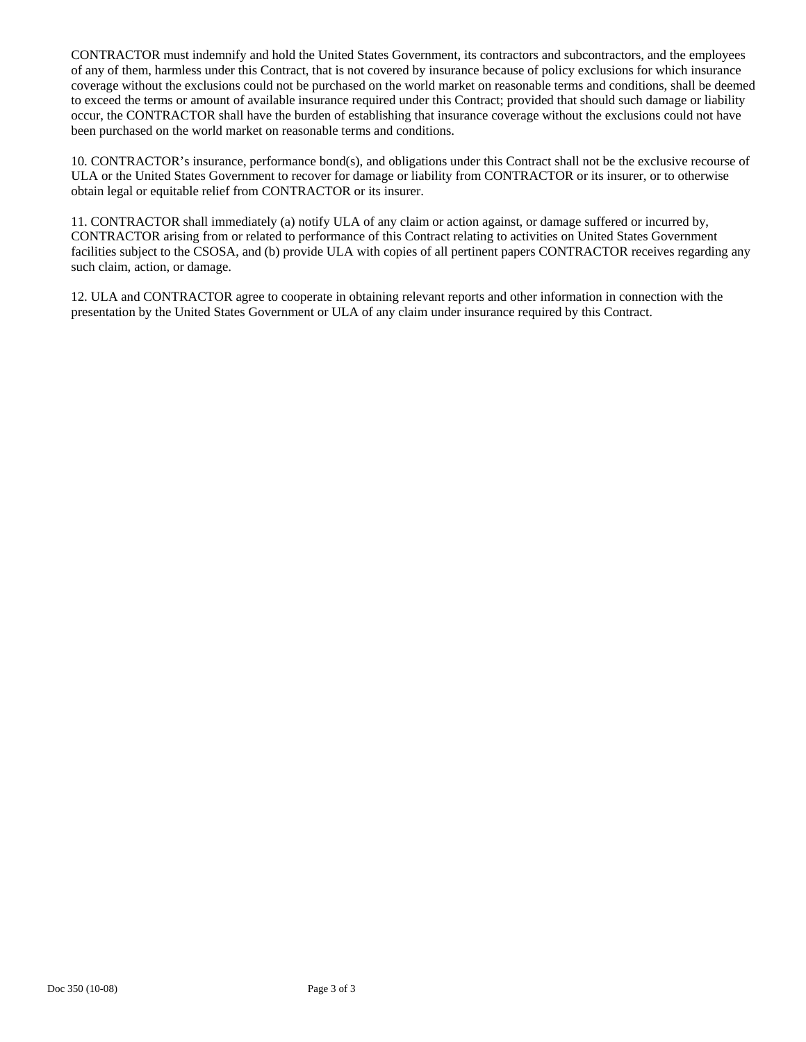CONTRACTOR must indemnify and hold the United States Government, its contractors and subcontractors, and the employees of any of them, harmless under this Contract, that is not covered by insurance because of policy exclusions for which insurance coverage without the exclusions could not be purchased on the world market on reasonable terms and conditions, shall be deemed to exceed the terms or amount of available insurance required under this Contract; provided that should such damage or liability occur, the CONTRACTOR shall have the burden of establishing that insurance coverage without the exclusions could not have been purchased on the world market on reasonable terms and conditions.

10. CONTRACTOR's insurance, performance bond(s), and obligations under this Contract shall not be the exclusive recourse of ULA or the United States Government to recover for damage or liability from CONTRACTOR or its insurer, or to otherwise obtain legal or equitable relief from CONTRACTOR or its insurer.

11. CONTRACTOR shall immediately (a) notify ULA of any claim or action against, or damage suffered or incurred by, CONTRACTOR arising from or related to performance of this Contract relating to activities on United States Government facilities subject to the CSOSA, and (b) provide ULA with copies of all pertinent papers CONTRACTOR receives regarding any such claim, action, or damage.

12. ULA and CONTRACTOR agree to cooperate in obtaining relevant reports and other information in connection with the presentation by the United States Government or ULA of any claim under insurance required by this Contract.

Doc 350 (10-08)